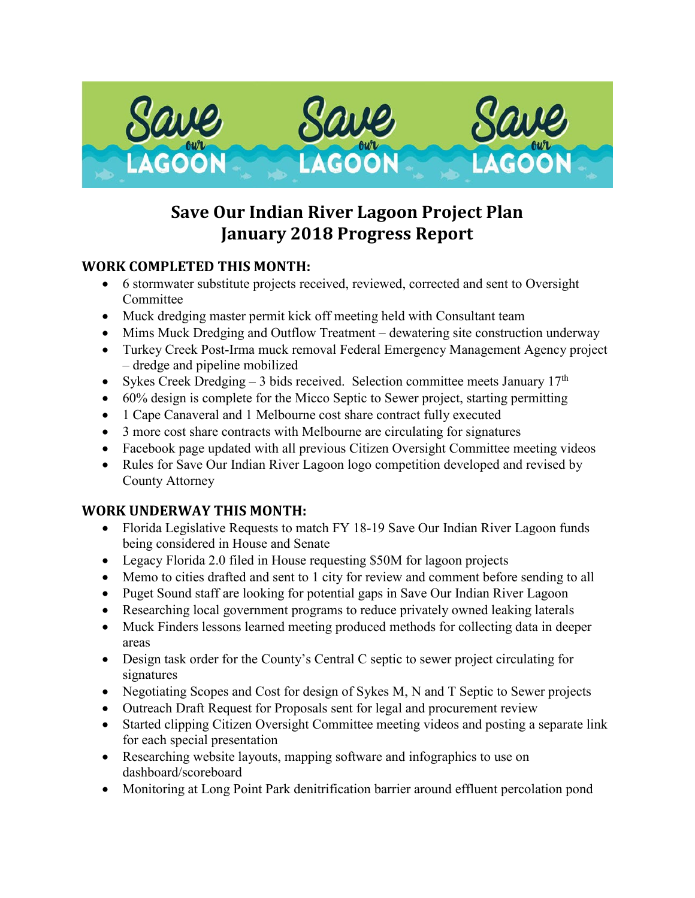# Save Our Indian River Lagoon Project Plan
# January 2018 Progress Report

## WORK COMPLETED THIS MONTH:

- 6 stormwater substitute projects received, reviewed, corrected and sent to Oversight Committee
- Muck dredging master permit kick off meeting held with Consultant team
- Mims Muck Dredging and Outflow Treatment – dewatering site construction underway
- Turkey Creek Post-Irma muck removal Federal Emergency Management Agency project – dredge and pipeline mobilized
- Sykes Creek Dredging – 3 bids received. Selection committee meets January 17th
- 60% design is complete for the Micco Septic to Sewer project, starting permitting
- 1 Cape Canaveral and 1 Melbourne cost share contract fully executed
- 3 more cost share contracts with Melbourne are circulating for signatures
- Facebook page updated with all previous Citizen Oversight Committee meeting videos
- Rules for Save Our Indian River Lagoon logo competition developed and revised by County Attorney

## WORK UNDERWAY THIS MONTH:

- Florida Legislative Requests to match FY 18-19 Save Our Indian River Lagoon funds being considered in House and Senate
- Legacy Florida 2.0 filed in House requesting $50M for lagoon projects
- Memo to cities drafted and sent to 1 city for review and comment before sending to all
- Puget Sound staff are looking for potential gaps in Save Our Indian River Lagoon
- Researching local government programs to reduce privately owned leaking laterals
- Muck Finders lessons learned meeting produced methods for collecting data in deeper areas
- Design task order for the County's Central C septic to sewer project circulating for signatures
- Negotiating Scopes and Cost for design of Sykes M, N and T Septic to Sewer projects
- Outreach Draft Request for Proposals sent for legal and procurement review
- Started clipping Citizen Oversight Committee meeting videos and posting a separate link for each special presentation
- Researching website layouts, mapping software and infographics to use on dashboard/scoreboard
- Monitoring at Long Point Park denitrification barrier around effluent percolation pond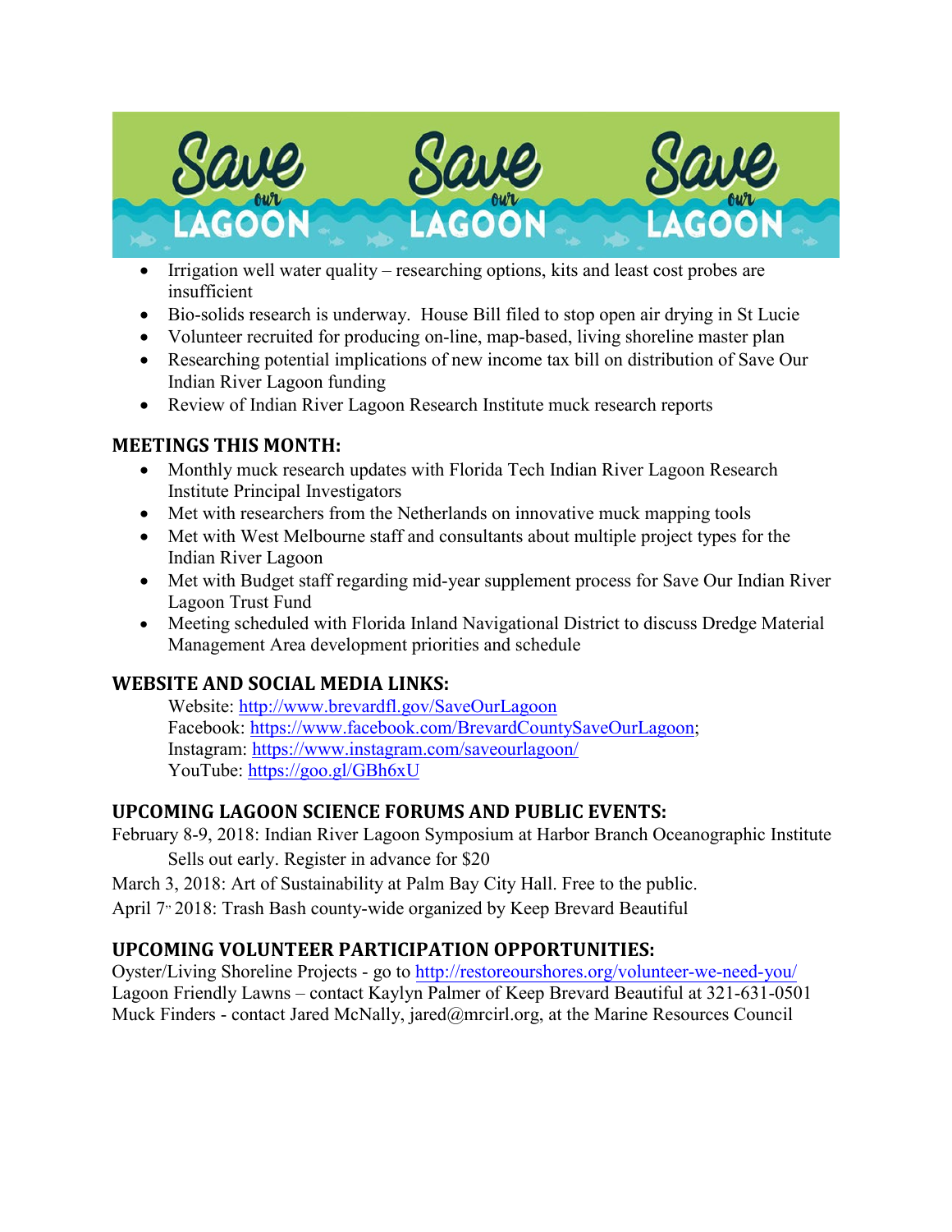- Irrigation well water quality – researching options, kits and least cost probes are insufficient
- Bio-solids research is underway. House Bill filed to stop open air drying in St Lucie
- Volunteer recruited for producing on-line, map-based, living shoreline master plan
- Researching potential implications of new income tax bill on distribution of Save Our Indian River Lagoon funding
- Review of Indian River Lagoon Research Institute muck research reports

## MEETINGS THIS MONTH:

- Monthly muck research updates with Florida Tech Indian River Lagoon Research Institute Principal Investigators
- Met with researchers from the Netherlands on innovative muck mapping tools
- Met with West Melbourne staff and consultants about multiple project types for the Indian River Lagoon
- Met with Budget staff regarding mid-year supplement process for Save Our Indian River Lagoon Trust Fund
- Meeting scheduled with Florida Inland Navigational District to discuss Dredge Material Management Area development priorities and schedule

## WEBSITE AND SOCIAL MEDIA LINKS:

Website: http://www.brevardfl.gov/SaveOurLagoon
Facebook: https://www.facebook.com/BrevardCountySaveOurLagoon;
Instagram: https://www.instagram.com/saveourlagoon/
YouTube: https://goo.gl/GBh6xU

## UPCOMING LAGOON SCIENCE FORUMS AND PUBLIC EVENTS:

February 8-9, 2018: Indian River Lagoon Symposium at Harbor Branch Oceanographic Institute
Sells out early. Register in advance for $20

March 3, 2018: Art of Sustainability at Palm Bay City Hall. Free to the public.

April 7th 2018: Trash Bash county-wide organized by Keep Brevard Beautiful

## UPCOMING VOLUNTEER PARTICIPATION OPPORTUNITIES:

Oyster/Living Shoreline Projects - go to http://restoreourshores.org/volunteer-we-need-you/
Lagoon Friendly Lawns – contact Kaylyn Palmer of Keep Brevard Beautiful at 321-631-0501
Muck Finders - contact Jared McNally, jared@mrcirl.org, at the Marine Resources Council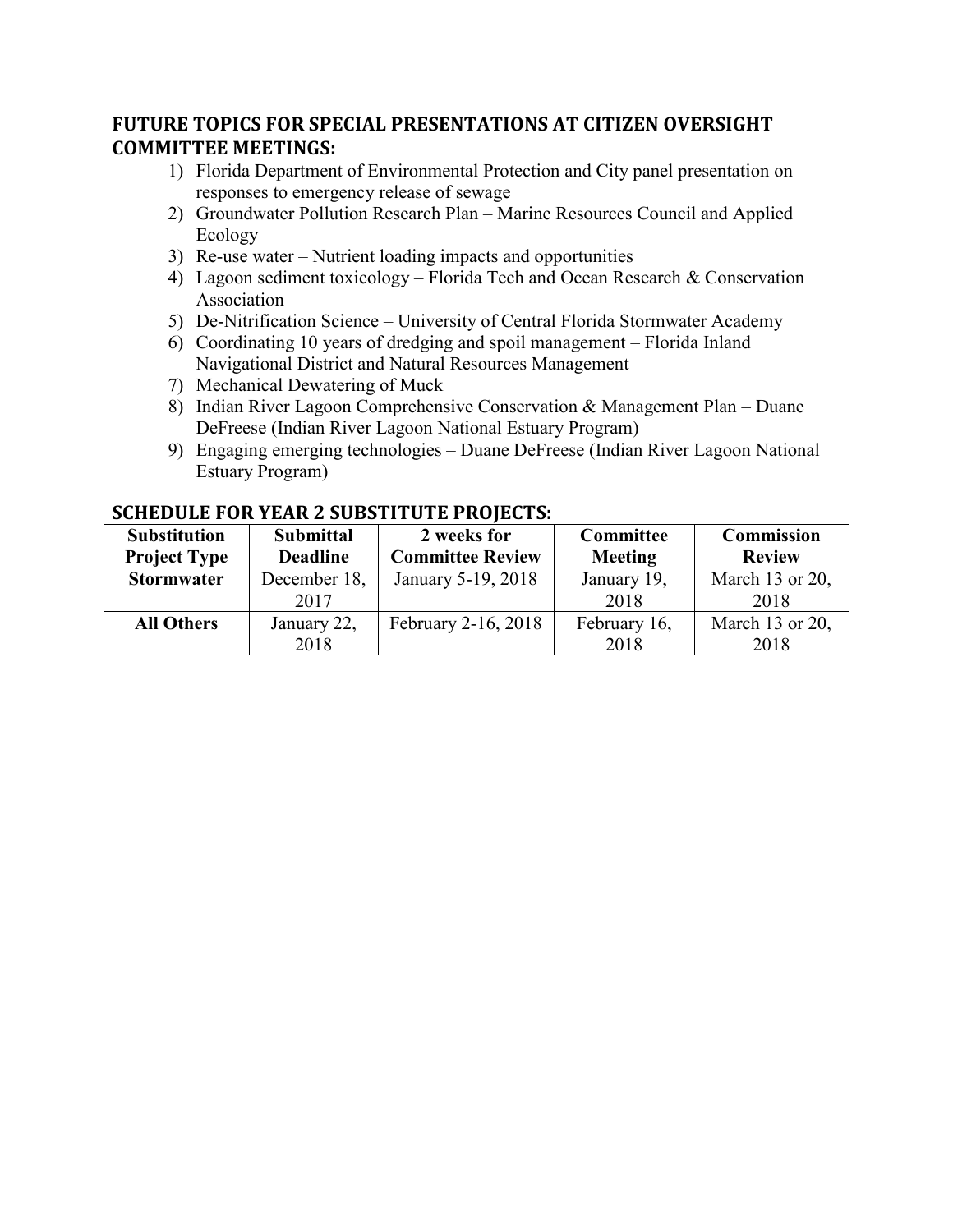## FUTURE TOPICS FOR SPECIAL PRESENTATIONS AT CITIZEN OVERSIGHT COMMITTEE MEETINGS:

1) Florida Department of Environmental Protection and City panel presentation on responses to emergency release of sewage
2) Groundwater Pollution Research Plan – Marine Resources Council and Applied Ecology
3) Re-use water – Nutrient loading impacts and opportunities
4) Lagoon sediment toxicology – Florida Tech and Ocean Research & Conservation Association
5) De-Nitrification Science – University of Central Florida Stormwater Academy
6) Coordinating 10 years of dredging and spoil management – Florida Inland Navigational District and Natural Resources Management
7) Mechanical Dewatering of Muck
8) Indian River Lagoon Comprehensive Conservation & Management Plan – Duane DeFreese (Indian River Lagoon National Estuary Program)
9) Engaging emerging technologies – Duane DeFreese (Indian River Lagoon National Estuary Program)

## SCHEDULE FOR YEAR 2 SUBSTITUTE PROJECTS:

| Substitution Project Type | Submittal Deadline | 2 weeks for Committee Review | Committee Meeting | Commission Review |
|---|---|---|---|---|
| **Stormwater** | December 18, 2017 | January 5-19, 2018 | January 19, 2018 | March 13 or 20, 2018 |
| **All Others** | January 22, 2018 | February 2-16, 2018 | February 16, 2018 | March 13 or 20, 2018 |